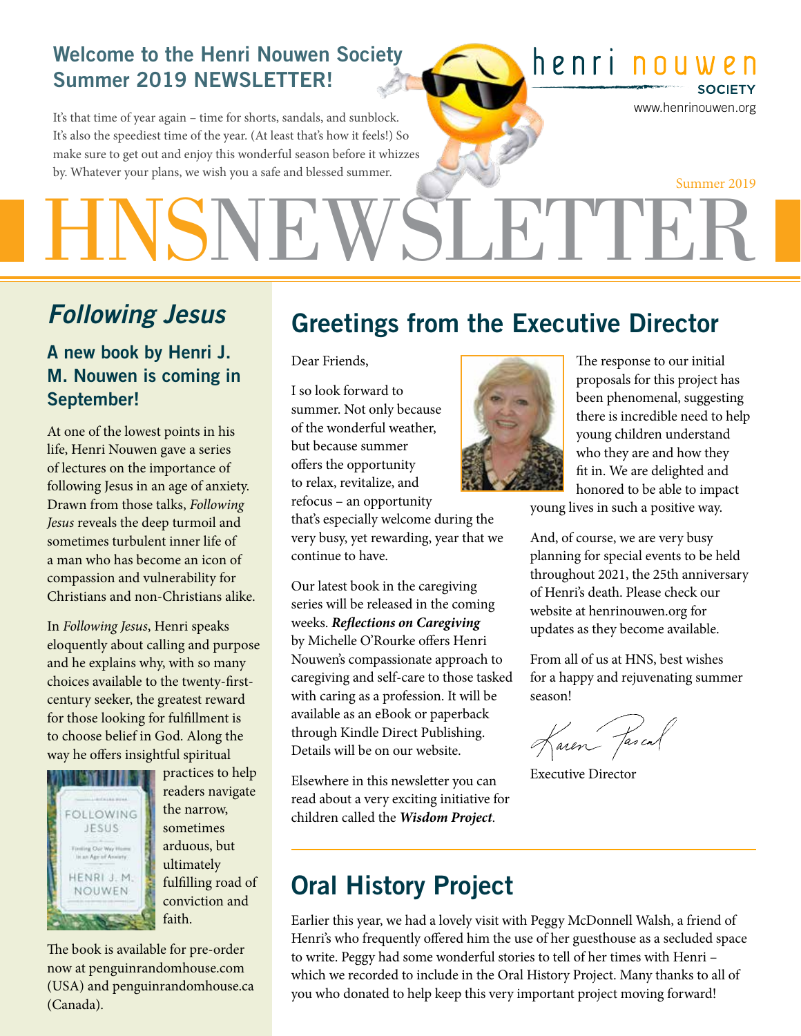## Welcome to the Henri Nouwen Society Summer 2019 NEWSLETTER!

It's that time of year again – time for shorts, sandals, and sunblock. It's also the speediest time of the year. (At least that's how it feels!) So make sure to get out and enjoy this wonderful season before it whizzes by. Whatever your plans, we wish you a safe and blessed summer.

henri nouwen SOCIETY
www.henrinouwen.org

Summer 2019

# HNSNEWSLETTER

## *Following Jesus*

### A new book by Henri J. M. Nouwen is coming in September!

At one of the lowest points in his life, Henri Nouwen gave a series of lectures on the importance of following Jesus in an age of anxiety. Drawn from those talks, *Following Jesus* reveals the deep turmoil and sometimes turbulent inner life of a man who has become an icon of compassion and vulnerability for Christians and non-Christians alike.

In *Following Jesus*, Henri speaks eloquently about calling and purpose and he explains why, with so many choices available to the twenty-first-century seeker, the greatest reward for those looking for fulfillment is to choose belief in God. Along the way he offers insightful spiritual practices to help readers navigate the narrow, sometimes arduous, but ultimately fulfilling road of conviction and faith.

The book is available for pre-order now at penguinrandomhouse.com (USA) and penguinrandomhouse.ca (Canada).

## Greetings from the Executive Director

Dear Friends,

I so look forward to summer. Not only because of the wonderful weather, but because summer offers the opportunity to relax, revitalize, and refocus – an opportunity that's especially welcome during the very busy, yet rewarding, year that we continue to have.

Our latest book in the caregiving series will be released in the coming weeks. ***Reflections on Caregiving*** by Michelle O'Rourke offers Henri Nouwen's compassionate approach to caregiving and self-care to those tasked with caring as a profession. It will be available as an eBook or paperback through Kindle Direct Publishing. Details will be on our website.

Elsewhere in this newsletter you can read about a very exciting initiative for children called the ***Wisdom Project***.

The response to our initial proposals for this project has been phenomenal, suggesting there is incredible need to help young children understand who they are and how they fit in. We are delighted and honored to be able to impact young lives in such a positive way.

And, of course, we are very busy planning for special events to be held throughout 2021, the 25th anniversary of Henri's death. Please check our website at henrinouwen.org for updates as they become available.

From all of us at HNS, best wishes for a happy and rejuvenating summer season!

Karen Pascal

Executive Director

## Oral History Project

Earlier this year, we had a lovely visit with Peggy McDonnell Walsh, a friend of Henri's who frequently offered him the use of her guesthouse as a secluded space to write. Peggy had some wonderful stories to tell of her times with Henri – which we recorded to include in the Oral History Project. Many thanks to all of you who donated to help keep this very important project moving forward!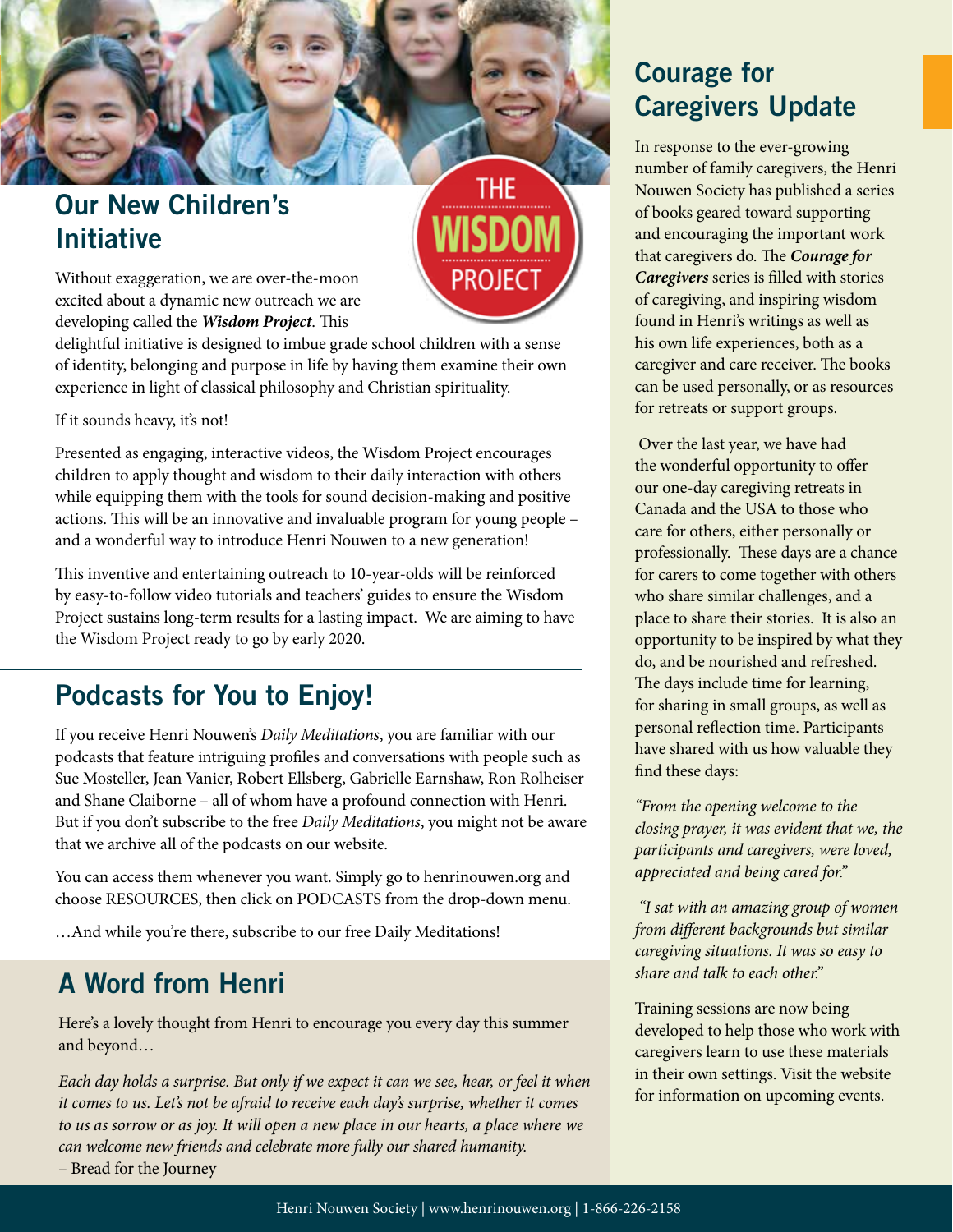## Our New Children's Initiative

THE WISDOM PROJECT

Without exaggeration, we are over-the-moon excited about a dynamic new outreach we are developing called the ***Wisdom Project***. This delightful initiative is designed to imbue grade school children with a sense of identity, belonging and purpose in life by having them examine their own experience in light of classical philosophy and Christian spirituality.

If it sounds heavy, it's not!

Presented as engaging, interactive videos, the Wisdom Project encourages children to apply thought and wisdom to their daily interaction with others while equipping them with the tools for sound decision-making and positive actions. This will be an innovative and invaluable program for young people – and a wonderful way to introduce Henri Nouwen to a new generation!

This inventive and entertaining outreach to 10-year-olds will be reinforced by easy-to-follow video tutorials and teachers' guides to ensure the Wisdom Project sustains long-term results for a lasting impact. We are aiming to have the Wisdom Project ready to go by early 2020.

## Podcasts for You to Enjoy!

If you receive Henri Nouwen's *Daily Meditations*, you are familiar with our podcasts that feature intriguing profiles and conversations with people such as Sue Mosteller, Jean Vanier, Robert Ellsberg, Gabrielle Earnshaw, Ron Rolheiser and Shane Claiborne – all of whom have a profound connection with Henri. But if you don't subscribe to the free *Daily Meditations*, you might not be aware that we archive all of the podcasts on our website.

You can access them whenever you want. Simply go to henrinouwen.org and choose RESOURCES, then click on PODCASTS from the drop-down menu.

…And while you're there, subscribe to our free Daily Meditations!

## A Word from Henri

Here's a lovely thought from Henri to encourage you every day this summer and beyond…

*Each day holds a surprise. But only if we expect it can we see, hear, or feel it when it comes to us. Let's not be afraid to receive each day's surprise, whether it comes to us as sorrow or as joy. It will open a new place in our hearts, a place where we can welcome new friends and celebrate more fully our shared humanity.*
– Bread for the Journey

## Courage for Caregivers Update

In response to the ever-growing number of family caregivers, the Henri Nouwen Society has published a series of books geared toward supporting and encouraging the important work that caregivers do. The ***Courage for Caregivers*** series is filled with stories of caregiving, and inspiring wisdom found in Henri's writings as well as his own life experiences, both as a caregiver and care receiver. The books can be used personally, or as resources for retreats or support groups.

Over the last year, we have had the wonderful opportunity to offer our one-day caregiving retreats in Canada and the USA to those who care for others, either personally or professionally. These days are a chance for carers to come together with others who share similar challenges, and a place to share their stories. It is also an opportunity to be inspired by what they do, and be nourished and refreshed. The days include time for learning, for sharing in small groups, as well as personal reflection time. Participants have shared with us how valuable they find these days:

*"From the opening welcome to the closing prayer, it was evident that we, the participants and caregivers, were loved, appreciated and being cared for."*

*"I sat with an amazing group of women from different backgrounds but similar caregiving situations. It was so easy to share and talk to each other."*

Training sessions are now being developed to help those who work with caregivers learn to use these materials in their own settings. Visit the website for information on upcoming events.

Henri Nouwen Society | www.henrinouwen.org | 1-866-226-2158